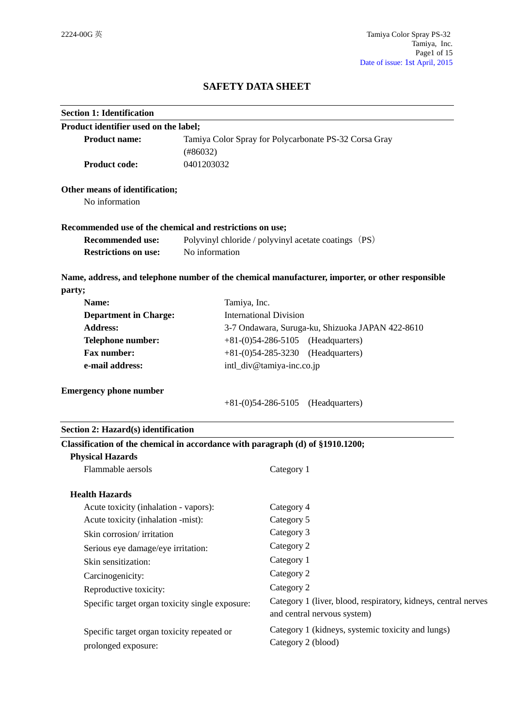# SAFETY DATA SHEET

## Section 1: Identification

**Product identifier used on the label;**

| | |
|---|---|
| **Product name:** | Tamiya Color Spray for Polycarbonate PS-32 Corsa Gray (#86032) |
| **Product code:** | 0401203032 |

**Other means of identification;**

No information

**Recommended use of the chemical and restrictions on use;**

| | |
|---|---|
| **Recommended use:** | Polyvinyl chloride / polyvinyl acetate coatings（PS） |
| **Restrictions on use:** | No information |

**Name, address, and telephone number of the chemical manufacturer, importer, or other responsible party;**

| | |
|---|---|
| **Name:** | Tamiya, Inc. |
| **Department in Charge:** | International Division |
| **Address:** | 3-7 Ondawara, Suruga-ku, Shizuoka JAPAN 422-8610 |
| **Telephone number:** | +81-(0)54-286-5105 (Headquarters) |
| **Fax number:** | +81-(0)54-285-3230 (Headquarters) |
| **e-mail address:** | intl_div@tamiya-inc.co.jp |

**Emergency phone number**

+81-(0)54-286-5105 (Headquarters)

## Section 2: Hazard(s) identification

**Classification of the chemical in accordance with paragraph (d) of §1910.1200;**

**Physical Hazards**

| | |
|---|---|
| Flammable aerosols | Category 1 |

**Health Hazards**

| | |
|---|---|
| Acute toxicity (inhalation - vapors): | Category 4 |
| Acute toxicity (inhalation -mist): | Category 5 |
| Skin corrosion/ irritation | Category 3 |
| Serious eye damage/eye irritation: | Category 2 |
| Skin sensitization: | Category 1 |
| Carcinogenicity: | Category 2 |
| Reproductive toxicity: | Category 2 |
| Specific target organ toxicity single exposure: | Category 1 (liver, blood, respiratory, kidneys, central nerves and central nervous system) |
| Specific target organ toxicity repeated or prolonged exposure: | Category 1 (kidneys, systemic toxicity and lungs)<br>Category 2 (blood) |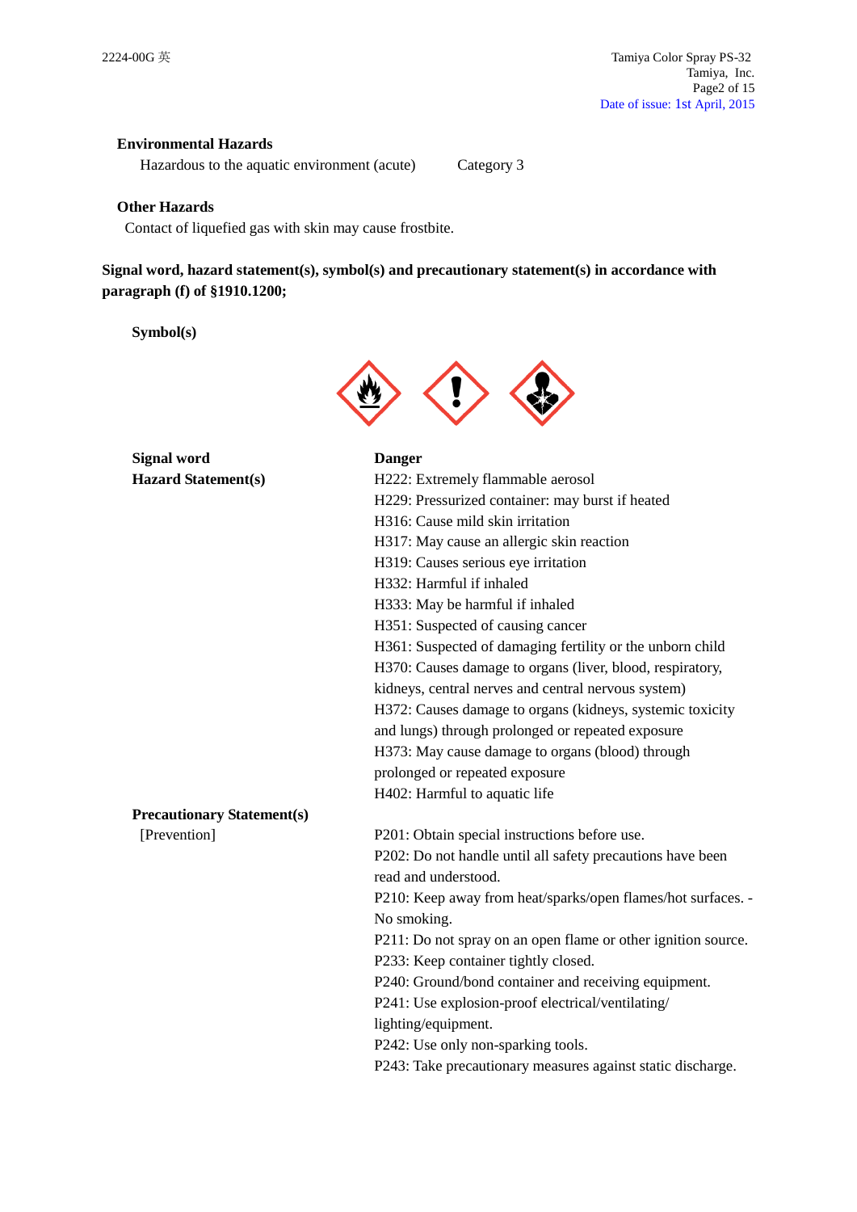**Environmental Hazards**

Hazardous to the aquatic environment (acute) Category 3

**Other Hazards**

Contact of liquefied gas with skin may cause frostbite.

**Signal word, hazard statement(s), symbol(s) and precautionary statement(s) in accordance with paragraph (f) of §1910.1200;**

**Symbol(s)**

**Signal word** **Danger**

**Hazard Statement(s)**

H222: Extremely flammable aerosol
H229: Pressurized container: may burst if heated
H316: Cause mild skin irritation
H317: May cause an allergic skin reaction
H319: Causes serious eye irritation
H332: Harmful if inhaled
H333: May be harmful if inhaled
H351: Suspected of causing cancer
H361: Suspected of damaging fertility or the unborn child
H370: Causes damage to organs (liver, blood, respiratory, kidneys, central nerves and central nervous system)
H372: Causes damage to organs (kidneys, systemic toxicity and lungs) through prolonged or repeated exposure
H373: May cause damage to organs (blood) through prolonged or repeated exposure
H402: Harmful to aquatic life

**Precautionary Statement(s)**

[Prevention]

P201: Obtain special instructions before use.
P202: Do not handle until all safety precautions have been read and understood.
P210: Keep away from heat/sparks/open flames/hot surfaces. - No smoking.
P211: Do not spray on an open flame or other ignition source.
P233: Keep container tightly closed.
P240: Ground/bond container and receiving equipment.
P241: Use explosion-proof electrical/ventilating/ lighting/equipment.
P242: Use only non-sparking tools.
P243: Take precautionary measures against static discharge.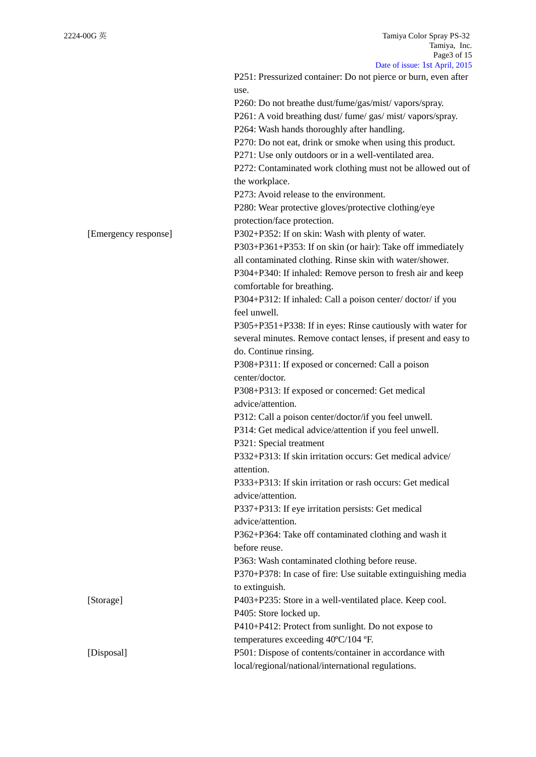| | |
|---|---|
| | P251: Pressurized container: Do not pierce or burn, even after use. |
| | P260: Do not breathe dust/fume/gas/mist/ vapors/spray. |
| | P261: A void breathing dust/ fume/ gas/ mist/ vapors/spray. |
| | P264: Wash hands thoroughly after handling. |
| | P270: Do not eat, drink or smoke when using this product. |
| | P271: Use only outdoors or in a well-ventilated area. |
| | P272: Contaminated work clothing must not be allowed out of the workplace. |
| | P273: Avoid release to the environment. |
| | P280: Wear protective gloves/protective clothing/eye protection/face protection. |
| [Emergency response] | P302+P352: If on skin: Wash with plenty of water. |
| | P303+P361+P353: If on skin (or hair): Take off immediately all contaminated clothing. Rinse skin with water/shower. |
| | P304+P340: If inhaled: Remove person to fresh air and keep comfortable for breathing. |
| | P304+P312: If inhaled: Call a poison center/ doctor/ if you feel unwell. |
| | P305+P351+P338: If in eyes: Rinse cautiously with water for several minutes. Remove contact lenses, if present and easy to do. Continue rinsing. |
| | P308+P311: If exposed or concerned: Call a poison center/doctor. |
| | P308+P313: If exposed or concerned: Get medical advice/attention. |
| | P312: Call a poison center/doctor/if you feel unwell. |
| | P314: Get medical advice/attention if you feel unwell. |
| | P321: Special treatment |
| | P332+P313: If skin irritation occurs: Get medical advice/ attention. |
| | P333+P313: If skin irritation or rash occurs: Get medical advice/attention. |
| | P337+P313: If eye irritation persists: Get medical advice/attention. |
| | P362+P364: Take off contaminated clothing and wash it before reuse. |
| | P363: Wash contaminated clothing before reuse. |
| | P370+P378: In case of fire: Use suitable extinguishing media to extinguish. |
| [Storage] | P403+P235: Store in a well-ventilated place. Keep cool. |
| | P405: Store locked up. |
| | P410+P412: Protect from sunlight. Do not expose to temperatures exceeding 40ºC/104 ºF. |
| [Disposal] | P501: Dispose of contents/container in accordance with local/regional/national/international regulations. |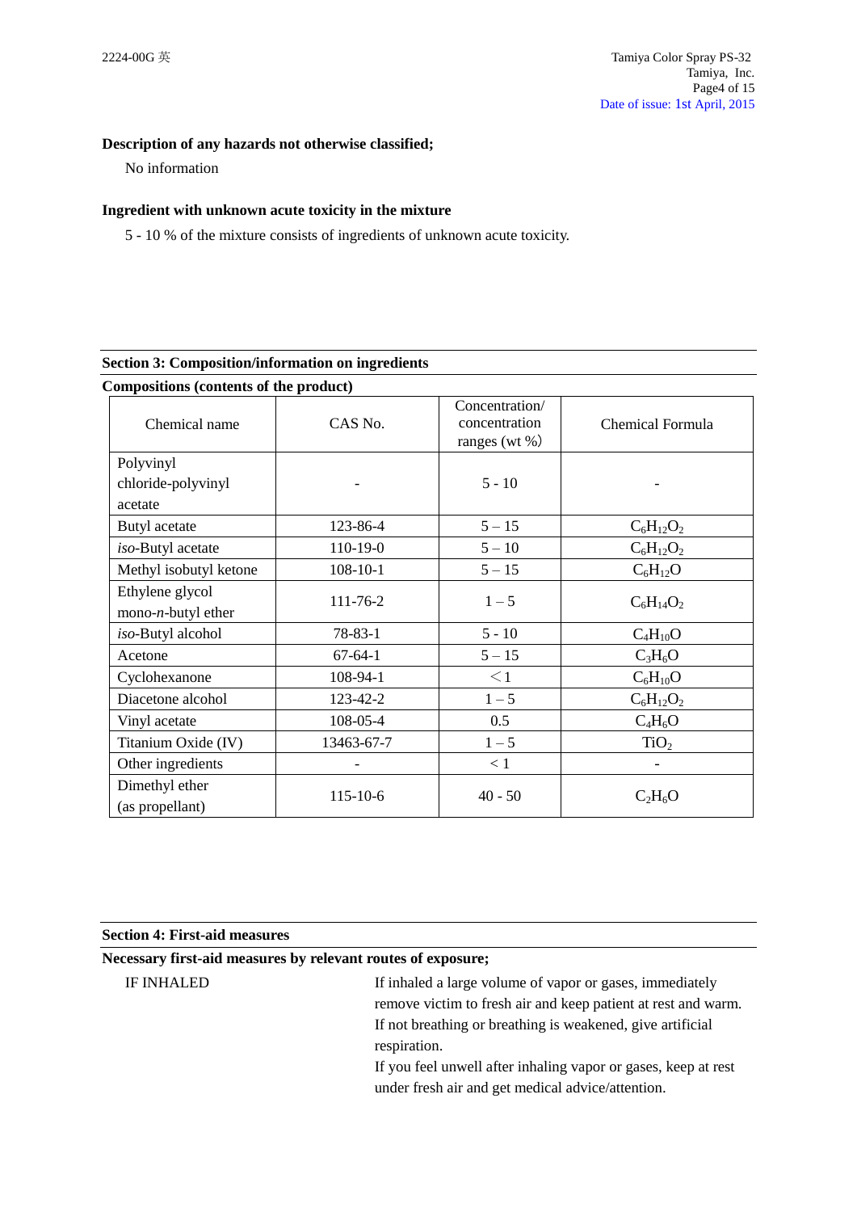**Description of any hazards not otherwise classified;**

No information

**Ingredient with unknown acute toxicity in the mixture**

5 - 10 % of the mixture consists of ingredients of unknown acute toxicity.

## Section 3: Composition/information on ingredients

**Compositions (contents of the product)**

| Chemical name | CAS No. | Concentration/ concentration ranges (wt %) | Chemical Formula |
|---|---|---|---|
| Polyvinyl chloride-polyvinyl acetate | - | 5 - 10 | - |
| Butyl acetate | 123-86-4 | 5 – 15 | $C_6H_{12}O_2$ |
| *iso*-Butyl acetate | 110-19-0 | 5 – 10 | $C_6H_{12}O_2$ |
| Methyl isobutyl ketone | 108-10-1 | 5 – 15 | $C_6H_{12}O$ |
| Ethylene glycol mono-*n*-butyl ether | 111-76-2 | 1 – 5 | $C_6H_{14}O_2$ |
| *iso*-Butyl alcohol | 78-83-1 | 5 - 10 | $C_4H_{10}O$ |
| Acetone | 67-64-1 | 5 – 15 | $C_3H_6O$ |
| Cyclohexanone | 108-94-1 | ＜1 | $C_6H_{10}O$ |
| Diacetone alcohol | 123-42-2 | 1 – 5 | $C_6H_{12}O_2$ |
| Vinyl acetate | 108-05-4 | 0.5 | $C_4H_6O$ |
| Titanium Oxide (IV) | 13463-67-7 | 1 – 5 | $TiO_2$ |
| Other ingredients | - | < 1 | - |
| Dimethyl ether (as propellant) | 115-10-6 | 40 - 50 | $C_2H_6O$ |

## Section 4: First-aid measures

**Necessary first-aid measures by relevant routes of exposure;**

IF INHALED

If inhaled a large volume of vapor or gases, immediately remove victim to fresh air and keep patient at rest and warm. If not breathing or breathing is weakened, give artificial respiration.

If you feel unwell after inhaling vapor or gases, keep at rest under fresh air and get medical advice/attention.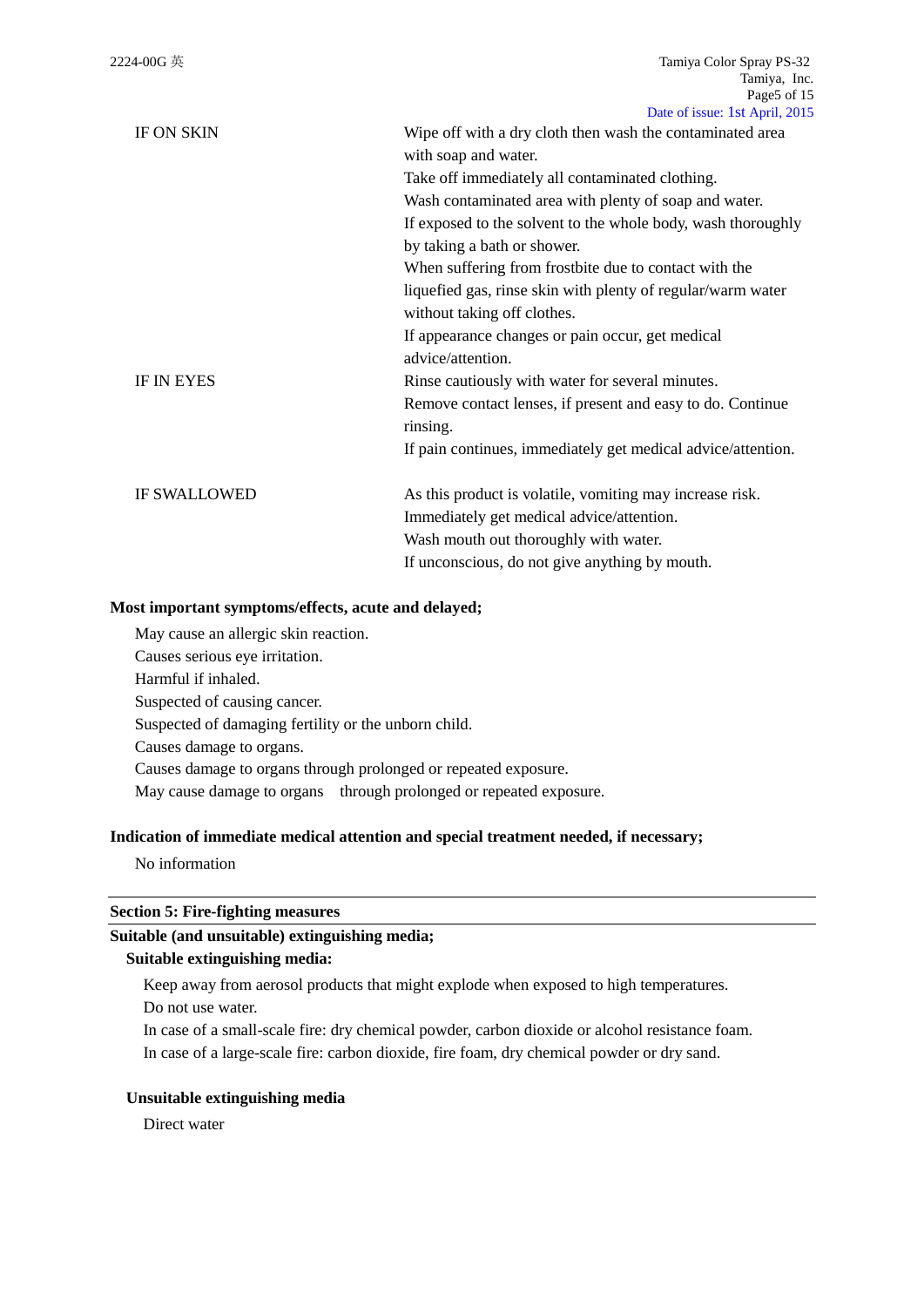| | |
|---|---|
| IF ON SKIN | Wipe off with a dry cloth then wash the contaminated area with soap and water.<br>Take off immediately all contaminated clothing.<br>Wash contaminated area with plenty of soap and water.<br>If exposed to the solvent to the whole body, wash thoroughly by taking a bath or shower.<br>When suffering from frostbite due to contact with the liquefied gas, rinse skin with plenty of regular/warm water without taking off clothes.<br>If appearance changes or pain occur, get medical advice/attention. |
| IF IN EYES | Rinse cautiously with water for several minutes.<br>Remove contact lenses, if present and easy to do. Continue rinsing.<br>If pain continues, immediately get medical advice/attention. |
| IF SWALLOWED | As this product is volatile, vomiting may increase risk.<br>Immediately get medical advice/attention.<br>Wash mouth out thoroughly with water.<br>If unconscious, do not give anything by mouth. |

**Most important symptoms/effects, acute and delayed;**

May cause an allergic skin reaction.
Causes serious eye irritation.
Harmful if inhaled.
Suspected of causing cancer.
Suspected of damaging fertility or the unborn child.
Causes damage to organs.
Causes damage to organs through prolonged or repeated exposure.
May cause damage to organs through prolonged or repeated exposure.

**Indication of immediate medical attention and special treatment needed, if necessary;**

No information

## Section 5: Fire-fighting measures

**Suitable (and unsuitable) extinguishing media;**

**Suitable extinguishing media:**

Keep away from aerosol products that might explode when exposed to high temperatures.
Do not use water.
In case of a small-scale fire: dry chemical powder, carbon dioxide or alcohol resistance foam.
In case of a large-scale fire: carbon dioxide, fire foam, dry chemical powder or dry sand.

**Unsuitable extinguishing media**

Direct water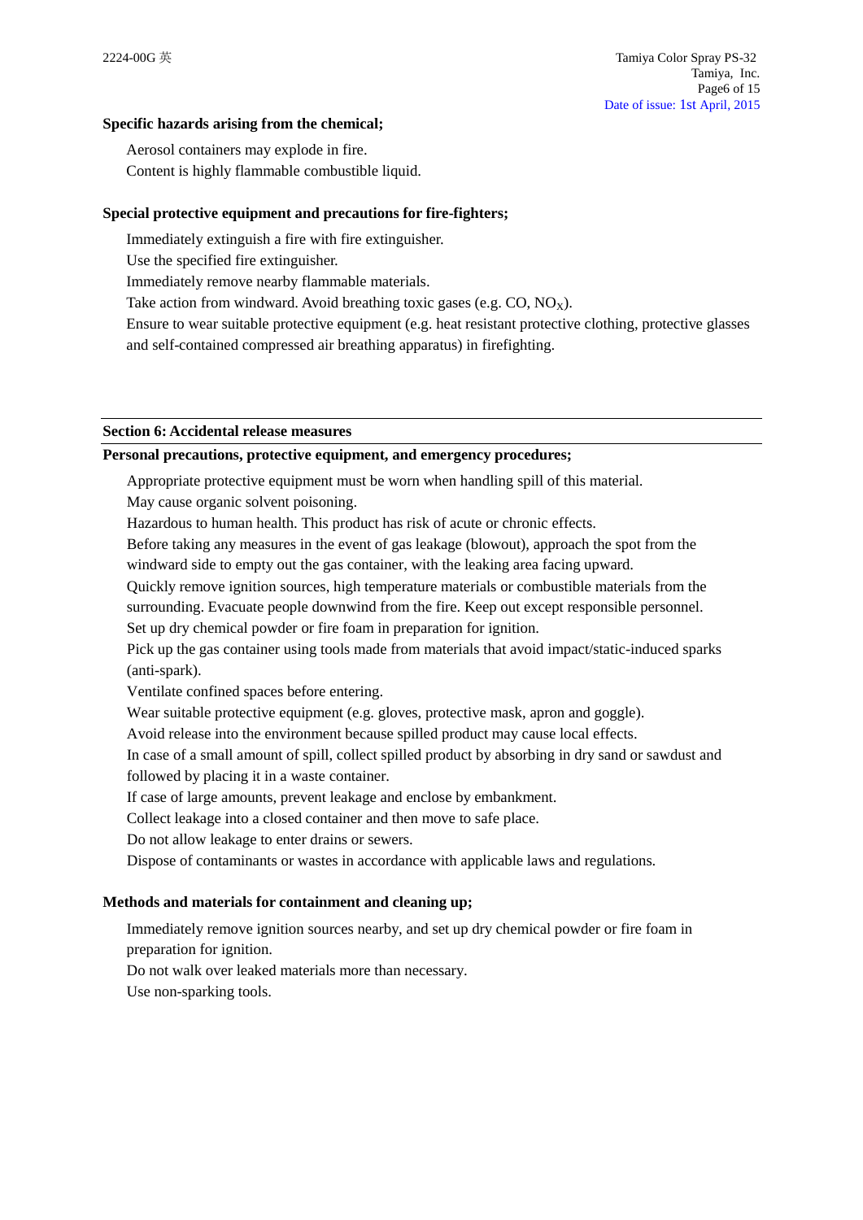**Specific hazards arising from the chemical;**

Aerosol containers may explode in fire.
Content is highly flammable combustible liquid.

**Special protective equipment and precautions for fire-fighters;**

Immediately extinguish a fire with fire extinguisher.
Use the specified fire extinguisher.
Immediately remove nearby flammable materials.
Take action from windward. Avoid breathing toxic gases (e.g. CO, $NO_X$).
Ensure to wear suitable protective equipment (e.g. heat resistant protective clothing, protective glasses and self-contained compressed air breathing apparatus) in firefighting.

## Section 6: Accidental release measures

**Personal precautions, protective equipment, and emergency procedures;**

Appropriate protective equipment must be worn when handling spill of this material.
May cause organic solvent poisoning.
Hazardous to human health. This product has risk of acute or chronic effects.
Before taking any measures in the event of gas leakage (blowout), approach the spot from the windward side to empty out the gas container, with the leaking area facing upward.
Quickly remove ignition sources, high temperature materials or combustible materials from the surrounding. Evacuate people downwind from the fire. Keep out except responsible personnel.
Set up dry chemical powder or fire foam in preparation for ignition.
Pick up the gas container using tools made from materials that avoid impact/static-induced sparks (anti-spark).
Ventilate confined spaces before entering.
Wear suitable protective equipment (e.g. gloves, protective mask, apron and goggle).
Avoid release into the environment because spilled product may cause local effects.
In case of a small amount of spill, collect spilled product by absorbing in dry sand or sawdust and followed by placing it in a waste container.
If case of large amounts, prevent leakage and enclose by embankment.
Collect leakage into a closed container and then move to safe place.
Do not allow leakage to enter drains or sewers.
Dispose of contaminants or wastes in accordance with applicable laws and regulations.

**Methods and materials for containment and cleaning up;**

Immediately remove ignition sources nearby, and set up dry chemical powder or fire foam in preparation for ignition.
Do not walk over leaked materials more than necessary.
Use non-sparking tools.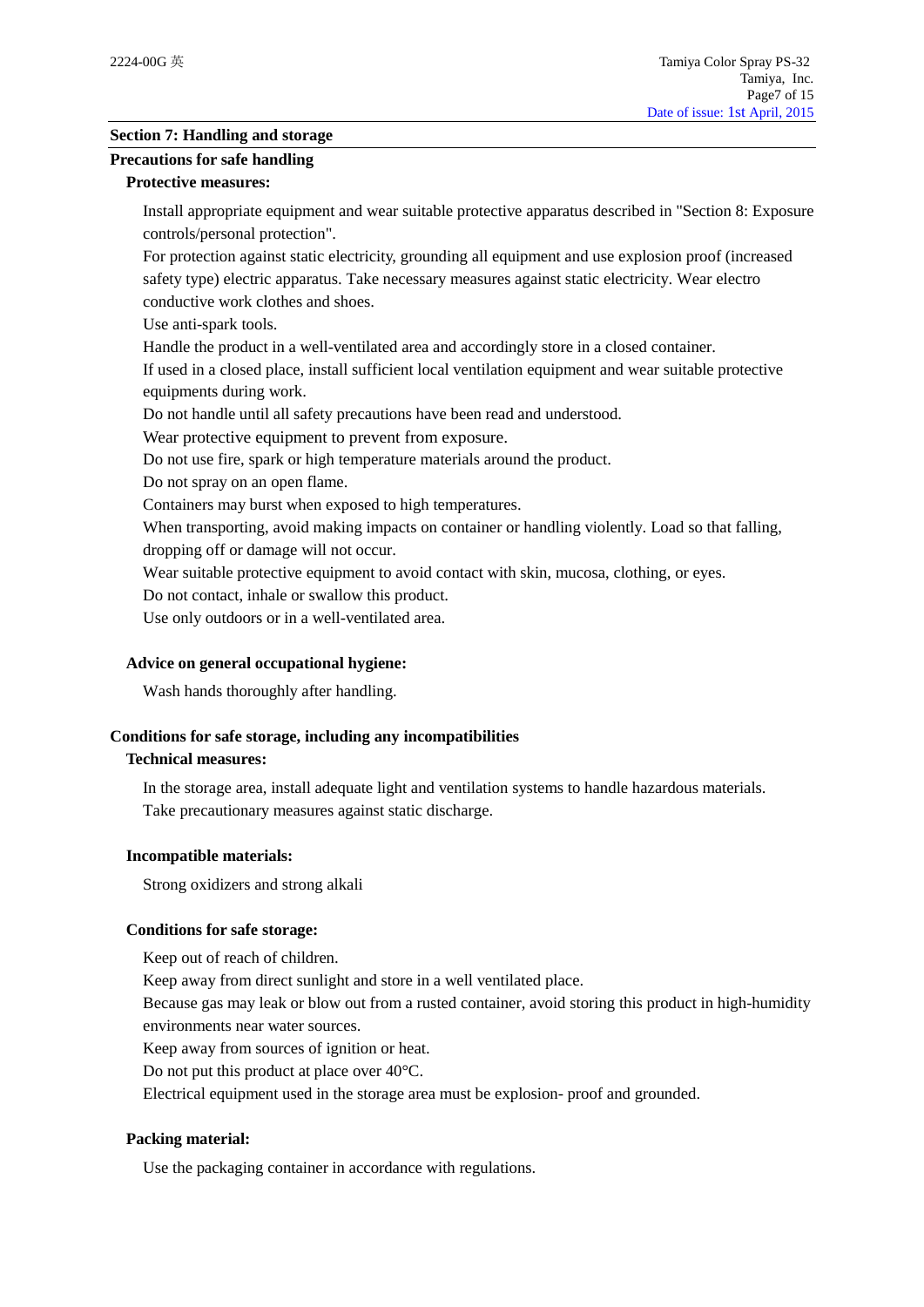## Section 7: Handling and storage

### Precautions for safe handling

**Protective measures:**

Install appropriate equipment and wear suitable protective apparatus described in "Section 8: Exposure controls/personal protection".
For protection against static electricity, grounding all equipment and use explosion proof (increased safety type) electric apparatus. Take necessary measures against static electricity. Wear electro conductive work clothes and shoes.
Use anti-spark tools.
Handle the product in a well-ventilated area and accordingly store in a closed container.
If used in a closed place, install sufficient local ventilation equipment and wear suitable protective equipments during work.
Do not handle until all safety precautions have been read and understood.
Wear protective equipment to prevent from exposure.
Do not use fire, spark or high temperature materials around the product.
Do not spray on an open flame.
Containers may burst when exposed to high temperatures.
When transporting, avoid making impacts on container or handling violently. Load so that falling, dropping off or damage will not occur.
Wear suitable protective equipment to avoid contact with skin, mucosa, clothing, or eyes.
Do not contact, inhale or swallow this product.
Use only outdoors or in a well-ventilated area.

**Advice on general occupational hygiene:**

Wash hands thoroughly after handling.

### Conditions for safe storage, including any incompatibilities

**Technical measures:**

In the storage area, install adequate light and ventilation systems to handle hazardous materials.
Take precautionary measures against static discharge.

**Incompatible materials:**

Strong oxidizers and strong alkali

**Conditions for safe storage:**

Keep out of reach of children.
Keep away from direct sunlight and store in a well ventilated place.
Because gas may leak or blow out from a rusted container, avoid storing this product in high-humidity environments near water sources.
Keep away from sources of ignition or heat.
Do not put this product at place over 40°C.
Electrical equipment used in the storage area must be explosion- proof and grounded.

**Packing material:**

Use the packaging container in accordance with regulations.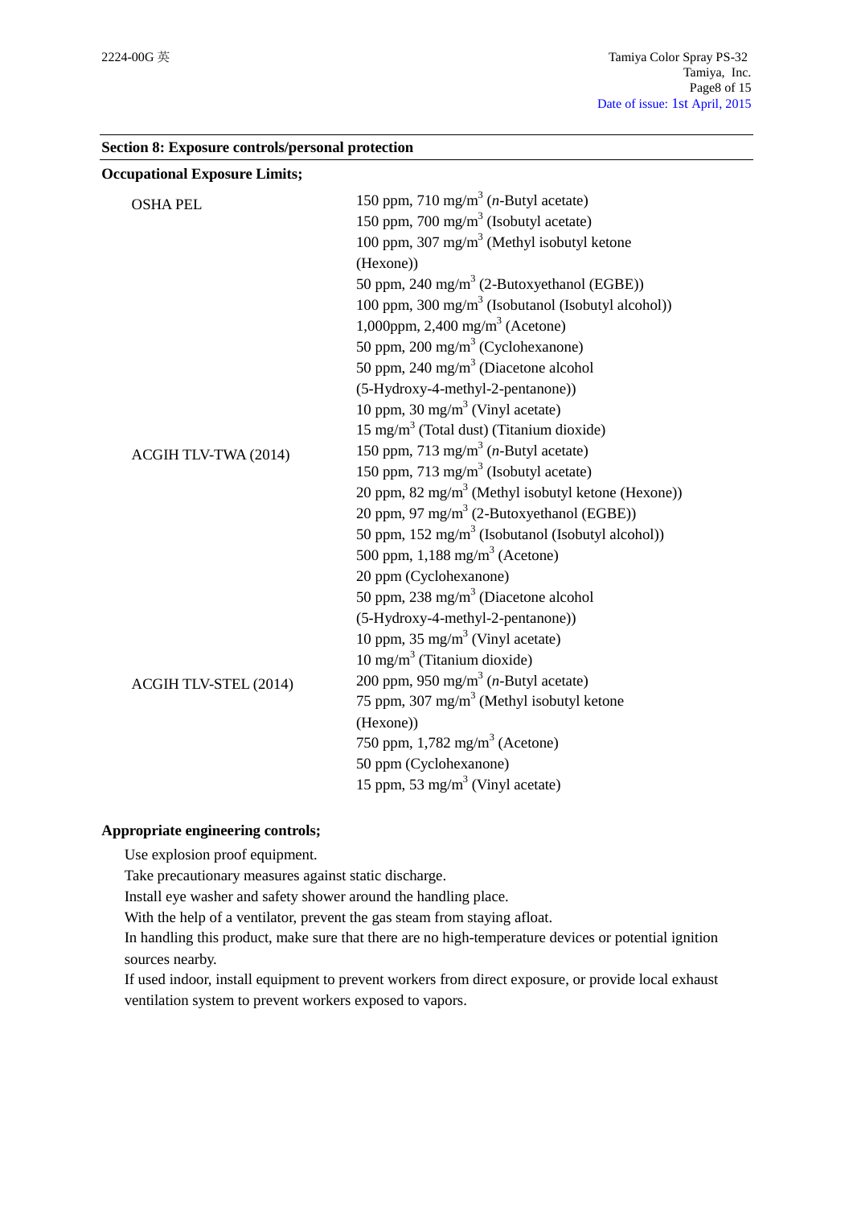## Section 8: Exposure controls/personal protection

**Occupational Exposure Limits;**

| | |
|---|---|
| OSHA PEL | 150 ppm, 710 mg/m$^3$ (*n*-Butyl acetate)<br>150 ppm, 700 mg/m$^3$ (Isobutyl acetate)<br>100 ppm, 307 mg/m$^3$ (Methyl isobutyl ketone (Hexone))<br>50 ppm, 240 mg/m$^3$ (2-Butoxyethanol (EGBE))<br>100 ppm, 300 mg/m$^3$ (Isobutanol (Isobutyl alcohol))<br>1,000ppm, 2,400 mg/m$^3$ (Acetone)<br>50 ppm, 200 mg/m$^3$ (Cyclohexanone)<br>50 ppm, 240 mg/m$^3$ (Diacetone alcohol (5-Hydroxy-4-methyl-2-pentanone))<br>10 ppm, 30 mg/m$^3$ (Vinyl acetate)<br>15 mg/m$^3$ (Total dust) (Titanium dioxide) |
| ACGIH TLV-TWA (2014) | 150 ppm, 713 mg/m$^3$ (*n*-Butyl acetate)<br>150 ppm, 713 mg/m$^3$ (Isobutyl acetate)<br>20 ppm, 82 mg/m$^3$ (Methyl isobutyl ketone (Hexone))<br>20 ppm, 97 mg/m$^3$ (2-Butoxyethanol (EGBE))<br>50 ppm, 152 mg/m$^3$ (Isobutanol (Isobutyl alcohol))<br>500 ppm, 1,188 mg/m$^3$ (Acetone)<br>20 ppm (Cyclohexanone)<br>50 ppm, 238 mg/m$^3$ (Diacetone alcohol (5-Hydroxy-4-methyl-2-pentanone))<br>10 ppm, 35 mg/m$^3$ (Vinyl acetate)<br>10 mg/m$^3$ (Titanium dioxide) |
| ACGIH TLV-STEL (2014) | 200 ppm, 950 mg/m$^3$ (*n*-Butyl acetate)<br>75 ppm, 307 mg/m$^3$ (Methyl isobutyl ketone (Hexone))<br>750 ppm, 1,782 mg/m$^3$ (Acetone)<br>50 ppm (Cyclohexanone)<br>15 ppm, 53 mg/m$^3$ (Vinyl acetate) |

**Appropriate engineering controls;**

Use explosion proof equipment.
Take precautionary measures against static discharge.
Install eye washer and safety shower around the handling place.
With the help of a ventilator, prevent the gas steam from staying afloat.
In handling this product, make sure that there are no high-temperature devices or potential ignition sources nearby.
If used indoor, install equipment to prevent workers from direct exposure, or provide local exhaust ventilation system to prevent workers exposed to vapors.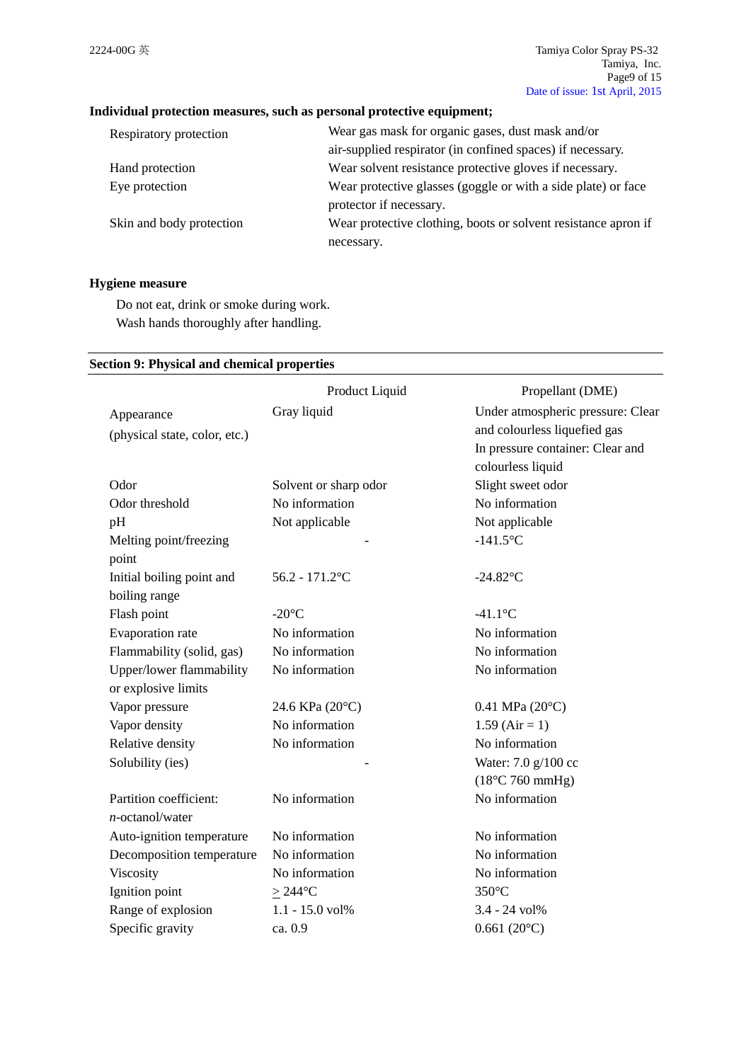**Individual protection measures, such as personal protective equipment;**

| | |
|---|---|
| Respiratory protection | Wear gas mask for organic gases, dust mask and/or air-supplied respirator (in confined spaces) if necessary. |
| Hand protection | Wear solvent resistance protective gloves if necessary. |
| Eye protection | Wear protective glasses (goggle or with a side plate) or face protector if necessary. |
| Skin and body protection | Wear protective clothing, boots or solvent resistance apron if necessary. |

**Hygiene measure**

Do not eat, drink or smoke during work.
Wash hands thoroughly after handling.

## Section 9: Physical and chemical properties

| | Product Liquid | Propellant (DME) |
|---|---|---|
| Appearance (physical state, color, etc.) | Gray liquid | Under atmospheric pressure: Clear and colourless liquefied gas<br>In pressure container: Clear and colourless liquid |
| Odor | Solvent or sharp odor | Slight sweet odor |
| Odor threshold | No information | No information |
| pH | Not applicable | Not applicable |
| Melting point/freezing point | - | -141.5°C |
| Initial boiling point and boiling range | 56.2 - 171.2°C | -24.82°C |
| Flash point | -20°C | -41.1°C |
| Evaporation rate | No information | No information |
| Flammability (solid, gas) | No information | No information |
| Upper/lower flammability or explosive limits | No information | No information |
| Vapor pressure | 24.6 KPa (20°C) | 0.41 MPa (20°C) |
| Vapor density | No information | 1.59 (Air = 1) |
| Relative density | No information | No information |
| Solubility (ies) | - | Water: 7.0 g/100 cc (18°C 760 mmHg) |
| Partition coefficient: *n*-octanol/water | No information | No information |
| Auto-ignition temperature | No information | No information |
| Decomposition temperature | No information | No information |
| Viscosity | No information | No information |
| Ignition point | ≥ 244°C | 350°C |
| Range of explosion | 1.1 - 15.0 vol% | 3.4 - 24 vol% |
| Specific gravity | ca. 0.9 | 0.661 (20°C) |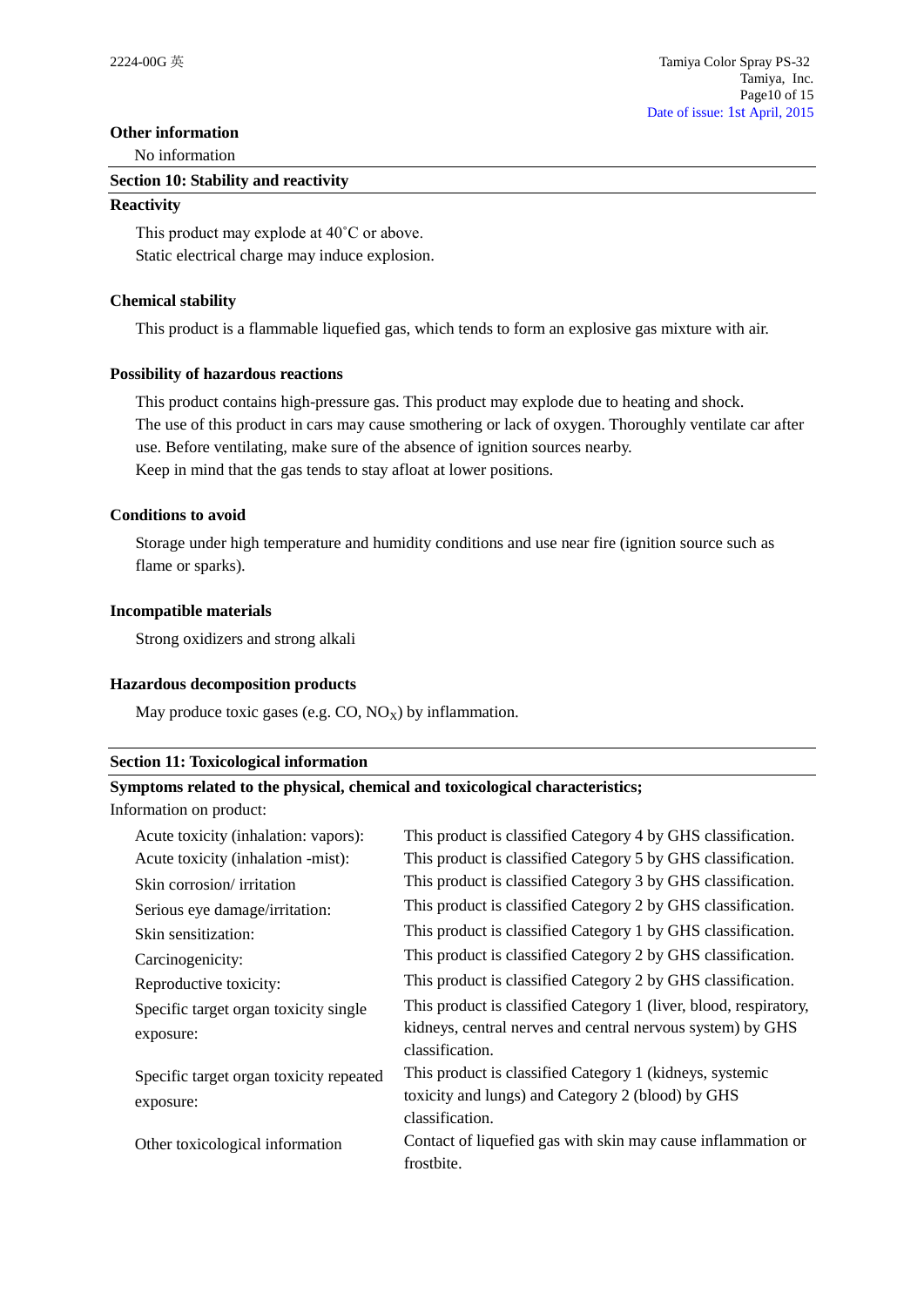**Other information**

No information

## Section 10: Stability and reactivity

**Reactivity**

This product may explode at 40˚C or above.
Static electrical charge may induce explosion.

**Chemical stability**

This product is a flammable liquefied gas, which tends to form an explosive gas mixture with air.

**Possibility of hazardous reactions**

This product contains high-pressure gas. This product may explode due to heating and shock.
The use of this product in cars may cause smothering or lack of oxygen. Thoroughly ventilate car after use. Before ventilating, make sure of the absence of ignition sources nearby.
Keep in mind that the gas tends to stay afloat at lower positions.

**Conditions to avoid**

Storage under high temperature and humidity conditions and use near fire (ignition source such as flame or sparks).

**Incompatible materials**

Strong oxidizers and strong alkali

**Hazardous decomposition products**

May produce toxic gases (e.g. CO, $NO_X$) by inflammation.

## Section 11: Toxicological information

**Symptoms related to the physical, chemical and toxicological characteristics;**

Information on product:

| | |
|---|---|
| Acute toxicity (inhalation: vapors): | This product is classified Category 4 by GHS classification. |
| Acute toxicity (inhalation -mist): | This product is classified Category 5 by GHS classification. |
| Skin corrosion/ irritation | This product is classified Category 3 by GHS classification. |
| Serious eye damage/irritation: | This product is classified Category 2 by GHS classification. |
| Skin sensitization: | This product is classified Category 1 by GHS classification. |
| Carcinogenicity: | This product is classified Category 2 by GHS classification. |
| Reproductive toxicity: | This product is classified Category 2 by GHS classification. |
| Specific target organ toxicity single exposure: | This product is classified Category 1 (liver, blood, respiratory, kidneys, central nerves and central nervous system) by GHS classification. |
| Specific target organ toxicity repeated exposure: | This product is classified Category 1 (kidneys, systemic toxicity and lungs) and Category 2 (blood) by GHS classification. |
| Other toxicological information | Contact of liquefied gas with skin may cause inflammation or frostbite. |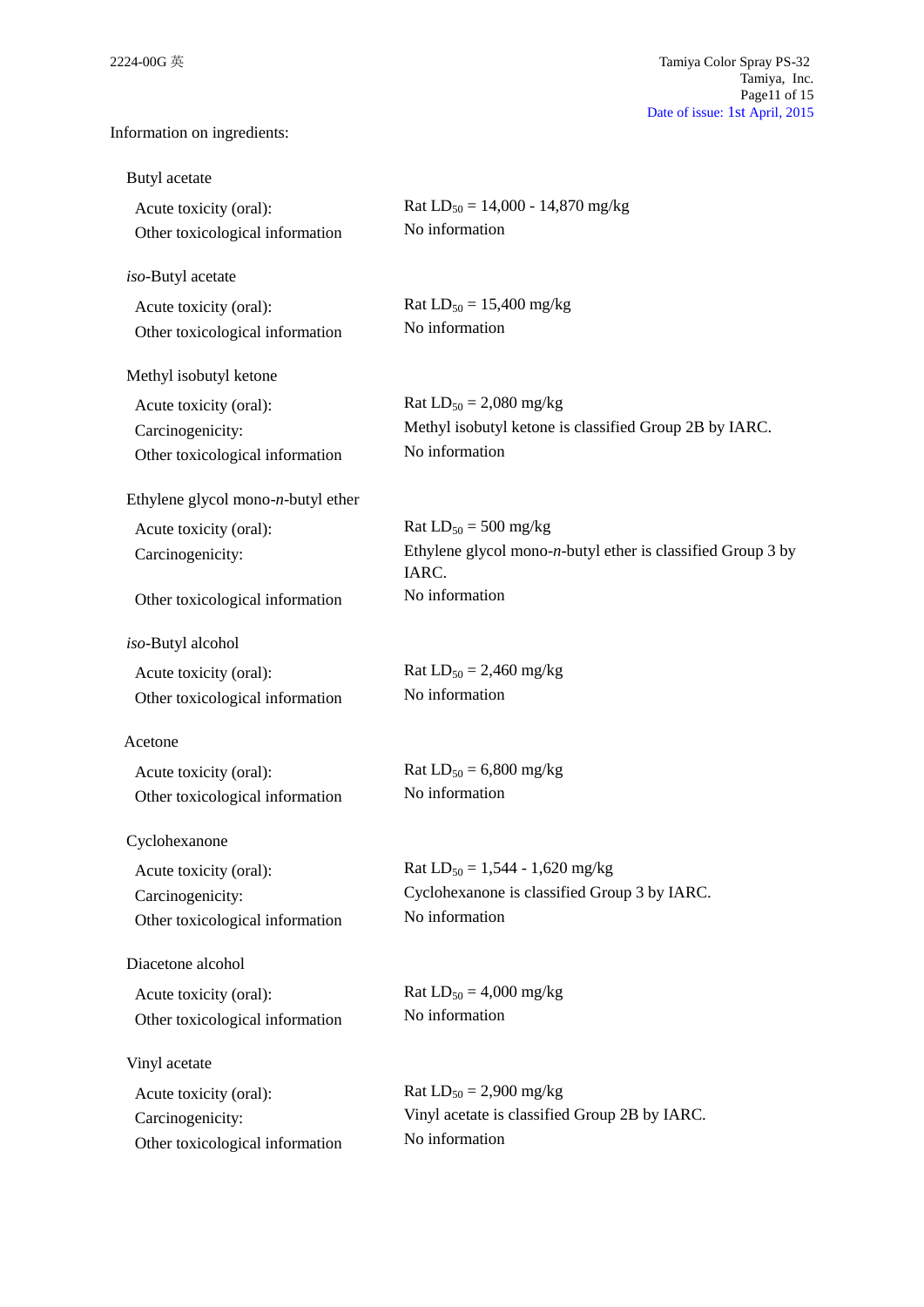Information on ingredients:

Butyl acetate

| | |
|---|---|
| Acute toxicity (oral): | Rat $LD_{50}$ = 14,000 - 14,870 mg/kg |
| Other toxicological information | No information |

*iso*-Butyl acetate

| | |
|---|---|
| Acute toxicity (oral): | Rat $LD_{50}$ = 15,400 mg/kg |
| Other toxicological information | No information |

Methyl isobutyl ketone

| | |
|---|---|
| Acute toxicity (oral): | Rat $LD_{50}$ = 2,080 mg/kg |
| Carcinogenicity: | Methyl isobutyl ketone is classified Group 2B by IARC. |
| Other toxicological information | No information |

Ethylene glycol mono-*n*-butyl ether

| | |
|---|---|
| Acute toxicity (oral): | Rat $LD_{50}$ = 500 mg/kg |
| Carcinogenicity: | Ethylene glycol mono-*n*-butyl ether is classified Group 3 by IARC. |
| Other toxicological information | No information |

*iso*-Butyl alcohol

| | |
|---|---|
| Acute toxicity (oral): | Rat $LD_{50}$ = 2,460 mg/kg |
| Other toxicological information | No information |

Acetone

| | |
|---|---|
| Acute toxicity (oral): | Rat $LD_{50}$ = 6,800 mg/kg |
| Other toxicological information | No information |

Cyclohexanone

| | |
|---|---|
| Acute toxicity (oral): | Rat $LD_{50}$ = 1,544 - 1,620 mg/kg |
| Carcinogenicity: | Cyclohexanone is classified Group 3 by IARC. |
| Other toxicological information | No information |

Diacetone alcohol

| | |
|---|---|
| Acute toxicity (oral): | Rat $LD_{50}$ = 4,000 mg/kg |
| Other toxicological information | No information |

Vinyl acetate

| | |
|---|---|
| Acute toxicity (oral): | Rat $LD_{50}$ = 2,900 mg/kg |
| Carcinogenicity: | Vinyl acetate is classified Group 2B by IARC. |
| Other toxicological information | No information |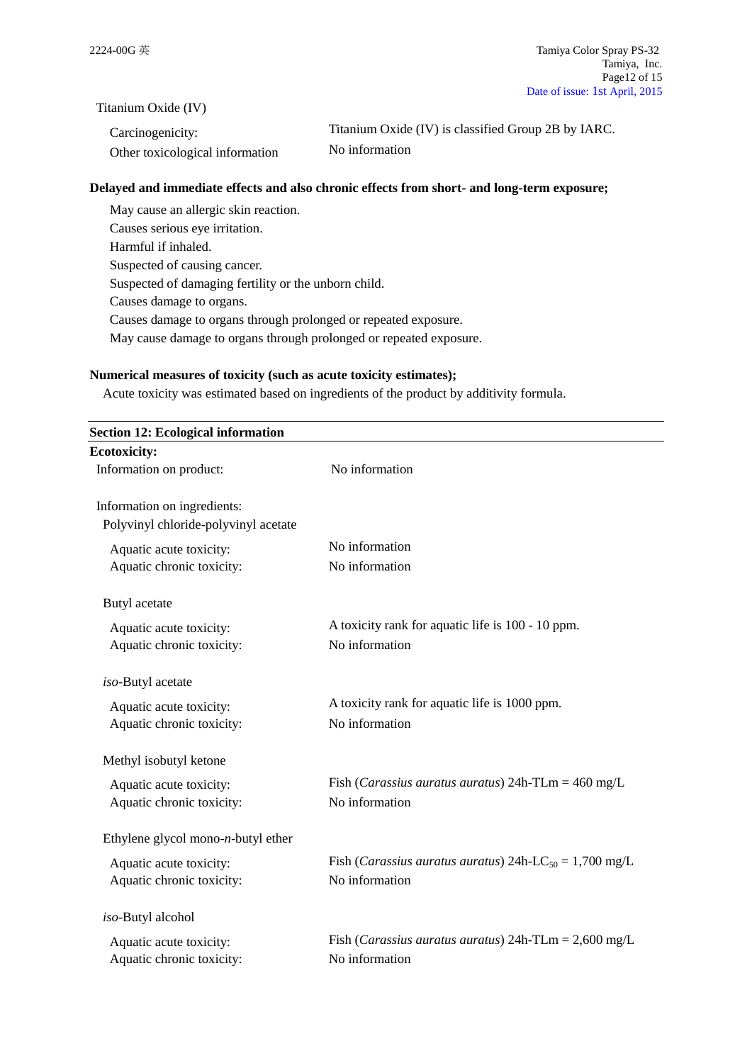Titanium Oxide (IV)

| | |
|---|---|
| Carcinogenicity: | Titanium Oxide (IV) is classified Group 2B by IARC. |
| Other toxicological information | No information |

**Delayed and immediate effects and also chronic effects from short- and long-term exposure;**

May cause an allergic skin reaction.
Causes serious eye irritation.
Harmful if inhaled.
Suspected of causing cancer.
Suspected of damaging fertility or the unborn child.
Causes damage to organs.
Causes damage to organs through prolonged or repeated exposure.
May cause damage to organs through prolonged or repeated exposure.

**Numerical measures of toxicity (such as acute toxicity estimates);**

Acute toxicity was estimated based on ingredients of the product by additivity formula.

## Section 12: Ecological information

**Ecotoxicity:**

| | |
|---|---|
| Information on product: | No information |

Information on ingredients:

Polyvinyl chloride-polyvinyl acetate

| | |
|---|---|
| Aquatic acute toxicity: | No information |
| Aquatic chronic toxicity: | No information |

Butyl acetate

| | |
|---|---|
| Aquatic acute toxicity: | A toxicity rank for aquatic life is 100 - 10 ppm. |
| Aquatic chronic toxicity: | No information |

*iso*-Butyl acetate

| | |
|---|---|
| Aquatic acute toxicity: | A toxicity rank for aquatic life is 1000 ppm. |
| Aquatic chronic toxicity: | No information |

Methyl isobutyl ketone

| | |
|---|---|
| Aquatic acute toxicity: | Fish (*Carassius auratus auratus*) 24h-TLm = 460 mg/L |
| Aquatic chronic toxicity: | No information |

Ethylene glycol mono-*n*-butyl ether

| | |
|---|---|
| Aquatic acute toxicity: | Fish (*Carassius auratus auratus*) 24h-$LC_{50}$ = 1,700 mg/L |
| Aquatic chronic toxicity: | No information |

*iso*-Butyl alcohol

| | |
|---|---|
| Aquatic acute toxicity: | Fish (*Carassius auratus auratus*) 24h-TLm = 2,600 mg/L |
| Aquatic chronic toxicity: | No information |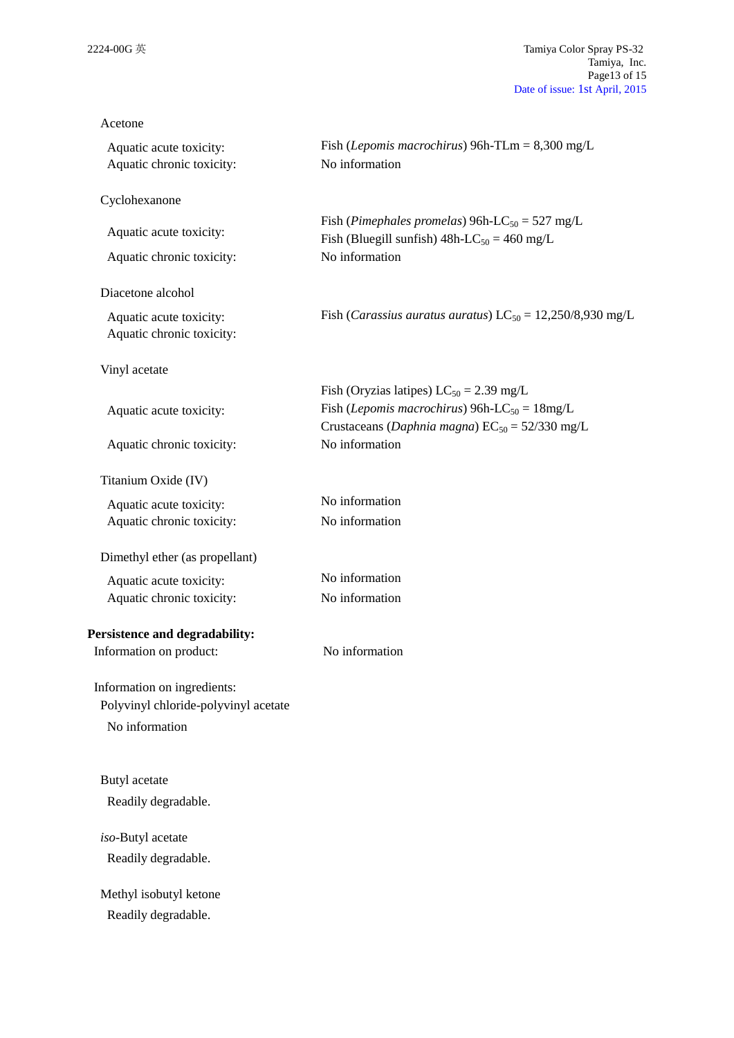Acetone

| | |
|---|---|
| Aquatic acute toxicity: | Fish (*Lepomis macrochirus*) 96h-TLm = 8,300 mg/L |
| Aquatic chronic toxicity: | No information |

Cyclohexanone

| | |
|---|---|
| Aquatic acute toxicity: | Fish (*Pimephales promelas*) 96h-$LC_{50}$ = 527 mg/L<br>Fish (Bluegill sunfish) 48h-$LC_{50}$ = 460 mg/L |
| Aquatic chronic toxicity: | No information |

Diacetone alcohol

| | |
|---|---|
| Aquatic acute toxicity: | Fish (*Carassius auratus auratus*) $LC_{50}$ = 12,250/8,930 mg/L |
| Aquatic chronic toxicity: | |

Vinyl acetate

| | |
|---|---|
| Aquatic acute toxicity: | Fish (Oryzias latipes) $LC_{50}$ = 2.39 mg/L<br>Fish (*Lepomis macrochirus*) 96h-$LC_{50}$ = 18mg/L<br>Crustaceans (*Daphnia magna*) $EC_{50}$ = 52/330 mg/L |
| Aquatic chronic toxicity: | No information |

Titanium Oxide (IV)

| | |
|---|---|
| Aquatic acute toxicity: | No information |
| Aquatic chronic toxicity: | No information |

Dimethyl ether (as propellant)

| | |
|---|---|
| Aquatic acute toxicity: | No information |
| Aquatic chronic toxicity: | No information |

**Persistence and degradability:**

Information on product: No information

Information on ingredients:

Polyvinyl chloride-polyvinyl acetate

No information

Butyl acetate

Readily degradable.

*iso*-Butyl acetate

Readily degradable.

Methyl isobutyl ketone

Readily degradable.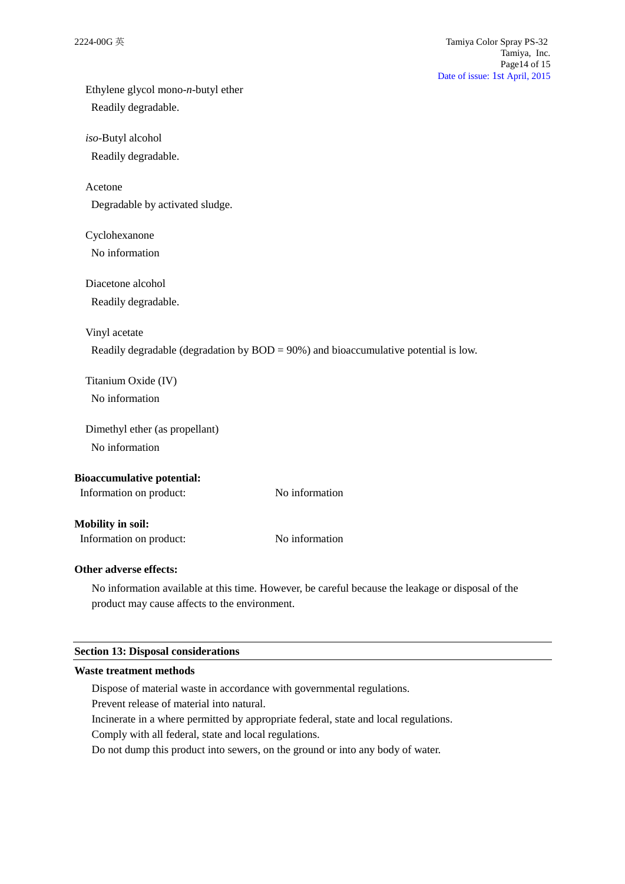Ethylene glycol mono-*n*-butyl ether

Readily degradable.

*iso*-Butyl alcohol

Readily degradable.

Acetone

Degradable by activated sludge.

Cyclohexanone

No information

Diacetone alcohol

Readily degradable.

Vinyl acetate

Readily degradable (degradation by BOD = 90%) and bioaccumulative potential is low.

Titanium Oxide (IV)

No information

Dimethyl ether (as propellant)

No information

**Bioaccumulative potential:**

Information on product: No information

**Mobility in soil:**

Information on product: No information

**Other adverse effects:**

No information available at this time. However, be careful because the leakage or disposal of the product may cause affects to the environment.

## Section 13: Disposal considerations

**Waste treatment methods**

Dispose of material waste in accordance with governmental regulations.
Prevent release of material into natural.
Incinerate in a where permitted by appropriate federal, state and local regulations.
Comply with all federal, state and local regulations.
Do not dump this product into sewers, on the ground or into any body of water.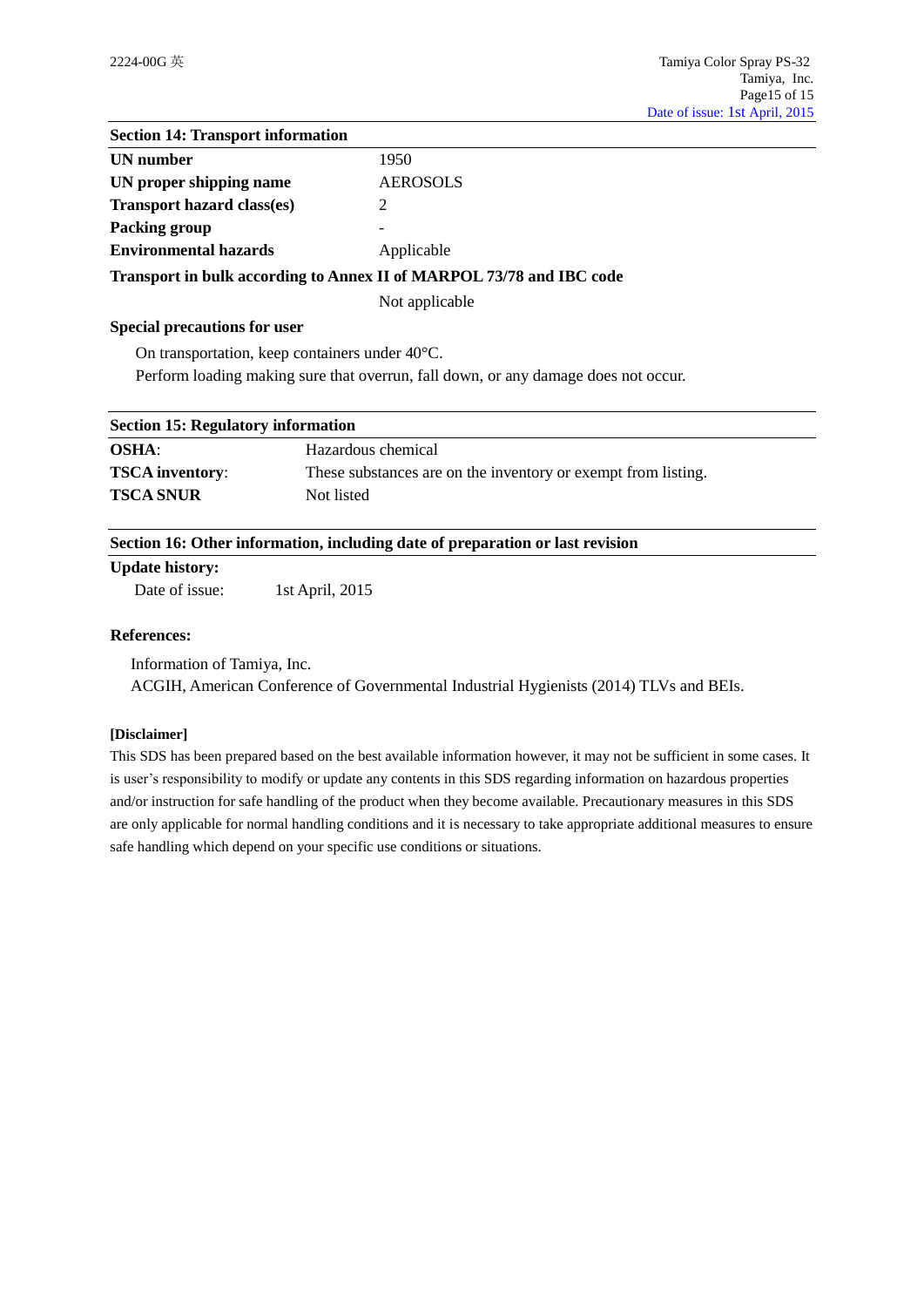## Section 14: Transport information

| | |
|---|---|
| **UN number** | 1950 |
| **UN proper shipping name** | AEROSOLS |
| **Transport hazard class(es)** | 2 |
| **Packing group** | - |
| **Environmental hazards** | Applicable |

**Transport in bulk according to Annex II of MARPOL 73/78 and IBC code**

Not applicable

**Special precautions for user**

On transportation, keep containers under 40°C.
Perform loading making sure that overrun, fall down, or any damage does not occur.

## Section 15: Regulatory information

| | |
|---|---|
| **OSHA**: | Hazardous chemical |
| **TSCA inventory**: | These substances are on the inventory or exempt from listing. |
| **TSCA SNUR** | Not listed |

## Section 16: Other information, including date of preparation or last revision

**Update history:**

Date of issue: 1st April, 2015

**References:**

Information of Tamiya, Inc.
ACGIH, American Conference of Governmental Industrial Hygienists (2014) TLVs and BEIs.

**[Disclaimer]**

This SDS has been prepared based on the best available information however, it may not be sufficient in some cases. It is user's responsibility to modify or update any contents in this SDS regarding information on hazardous properties and/or instruction for safe handling of the product when they become available. Precautionary measures in this SDS are only applicable for normal handling conditions and it is necessary to take appropriate additional measures to ensure safe handling which depend on your specific use conditions or situations.